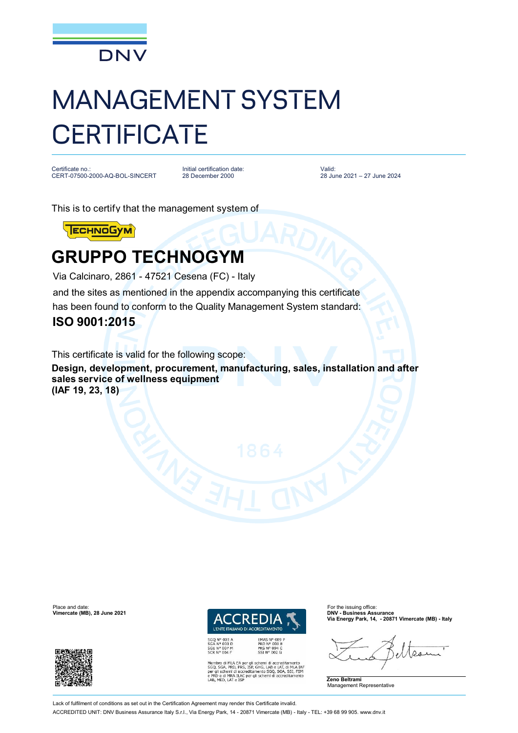DNV

# MANAGEMENT SYSTEM CERTIFICATE

Certificate no.:
CERT-07500-2000-AQ-BOL-SINCERT

Initial certification date:
28 December 2000

Valid:
28 June 2021 – 27 June 2024

This is to certify that the management system of

TECHNOGYM

## GRUPPO TECHNOGYM

Via Calcinaro, 2861 - 47521 Cesena (FC) - Italy

and the sites as mentioned in the appendix accompanying this certificate has been found to conform to the Quality Management System standard:

**ISO 9001:2015**

This certificate is valid for the following scope:

**Design, development, procurement, manufacturing, sales, installation and after sales service of wellness equipment**
**(IAF 19, 23, 18)**

Place and date:
**Vimercate (MB), 28 June 2021**

ACCREDIA
L'ENTE ITALIANO DI ACCREDITAMENTO

SGQ N° 003 A
SGA N° 003 D
SGE N° 007 M
SCR N° 004 F

EMAS N° 009 P
PRD N° 003 B
PRS N° 094 C
SSI N° 002 G

Membro di MLA EA per gli schemi di accreditamento SGQ, SGA, PRD, PRS, ISP, GHG, LAB e LAT, di MLA IAF per gli schemi di accreditamento SGQ, SGA, SSI, FSM e PRD e di MRA ILAC per gli schemi di accreditamento LAB, MED, LAT e ISP

For the issuing office:
**DNV - Business Assurance**
**Via Energy Park, 14, - 20871 Vimercate (MB) - Italy**

**Zeno Beltrami**
Management Representative

Lack of fulfilment of conditions as set out in the Certification Agreement may render this Certificate invalid.
ACCREDITED UNIT: DNV Business Assurance Italy S.r.l., Via Energy Park, 14 - 20871 Vimercate (MB) - Italy - TEL: +39 68 99 905. www.dnv.it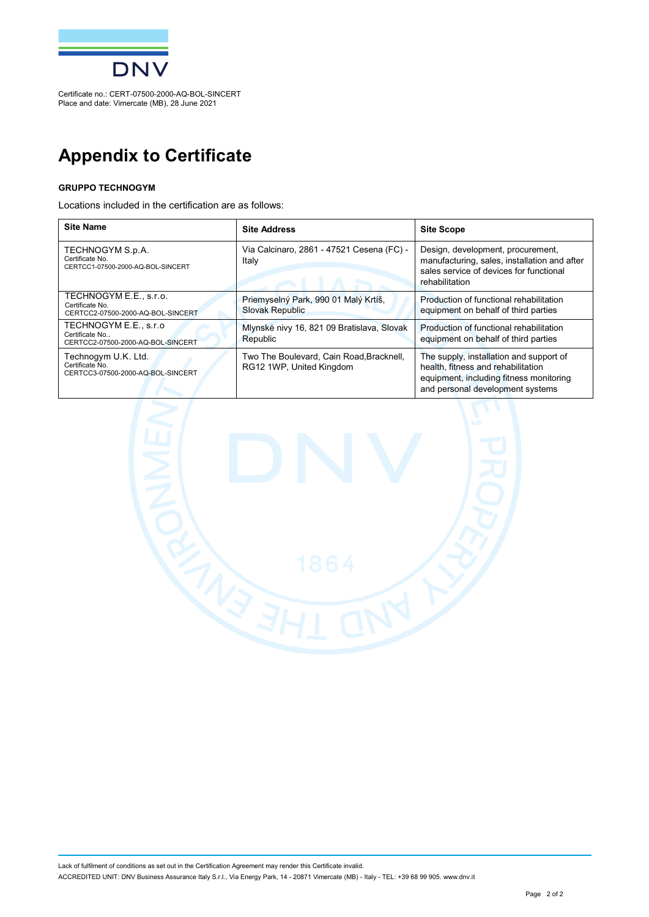Certificate no.: CERT-07500-2000-AQ-BOL-SINCERT
Place and date: Vimercate (MB), 28 June 2021

# Appendix to Certificate

**GRUPPO TECHNOGYM**

Locations included in the certification are as follows:

| Site Name | Site Address | Site Scope |
|---|---|---|
| TECHNOGYM S.p.A. Certificate No. CERTCC1-07500-2000-AQ-BOL-SINCERT | Via Calcinaro, 2861 - 47521 Cesena (FC) - Italy | Design, development, procurement, manufacturing, sales, installation and after sales service of devices for functional rehabilitation |
| TECHNOGYM E.E., s.r.o. Certificate No. CERTCC2-07500-2000-AQ-BOL-SINCERT | Priemyselný Park, 990 01 Malý Krtíš, Slovak Republic | Production of functional rehabilitation equipment on behalf of third parties |
| TECHNOGYM E.E., s.r.o Certificate No., CERTCC2-07500-2000-AQ-BOL-SINCERT | Mlynské nivy 16, 821 09 Bratislava, Slovak Republic | Production of functional rehabilitation equipment on behalf of third parties |
| Technogym U.K. Ltd. Certificate No. CERTCC3-07500-2000-AQ-BOL-SINCERT | Two The Boulevard, Cain Road,Bracknell, RG12 1WP, United Kingdom | The supply, installation and support of health, fitness and rehabilitation equipment, including fitness monitoring and personal development systems |

Lack of fulfilment of conditions as set out in the Certification Agreement may render this Certificate invalid.

ACCREDITED UNIT: DNV Business Assurance Italy S.r.l., Via Energy Park, 14 - 20871 Vimercate (MB) - Italy - TEL: +39 68 99 905. www.dnv.it